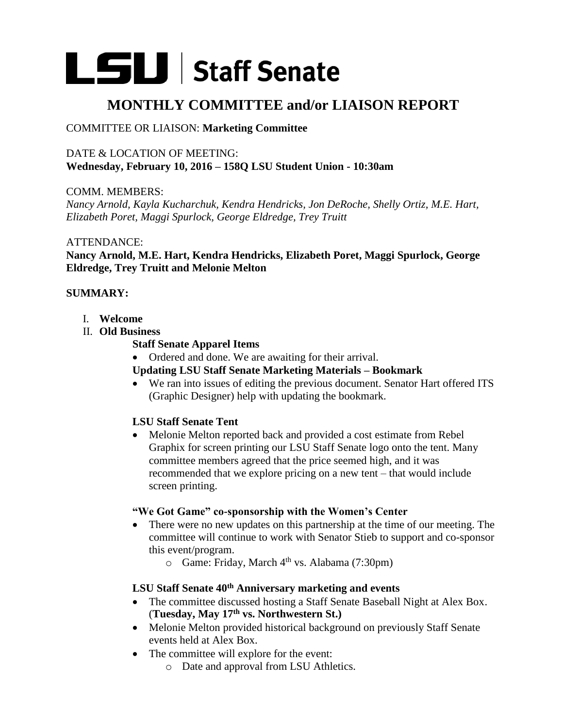# LSU | Staff Senate

## MONTHLY COMMITTEE and/or LIAISON REPORT

COMMITTEE OR LIAISON: **Marketing Committee**

DATE & LOCATION OF MEETING:
**Wednesday, February 10, 2016 – 158Q LSU Student Union - 10:30am**

COMM. MEMBERS:
*Nancy Arnold, Kayla Kucharchuk, Kendra Hendricks, Jon DeRoche, Shelly Ortiz, M.E. Hart, Elizabeth Poret, Maggi Spurlock, George Eldredge, Trey Truitt*

ATTENDANCE:
**Nancy Arnold, M.E. Hart, Kendra Hendricks, Elizabeth Poret, Maggi Spurlock, George Eldredge, Trey Truitt and Melonie Melton**

**SUMMARY:**

I. **Welcome**

II. **Old Business**

**Staff Senate Apparel Items**

- Ordered and done. We are awaiting for their arrival.

**Updating LSU Staff Senate Marketing Materials – Bookmark**

- We ran into issues of editing the previous document. Senator Hart offered ITS (Graphic Designer) help with updating the bookmark.

**LSU Staff Senate Tent**

- Melonie Melton reported back and provided a cost estimate from Rebel Graphix for screen printing our LSU Staff Senate logo onto the tent. Many committee members agreed that the price seemed high, and it was recommended that we explore pricing on a new tent – that would include screen printing.

**"We Got Game" co-sponsorship with the Women's Center**

- There were no new updates on this partnership at the time of our meeting. The committee will continue to work with Senator Stieb to support and co-sponsor this event/program.
  - Game: Friday, March 4th vs. Alabama (7:30pm)

**LSU Staff Senate 40th Anniversary marketing and events**

- The committee discussed hosting a Staff Senate Baseball Night at Alex Box. (**Tuesday, May 17th vs. Northwestern St.)**
- Melonie Melton provided historical background on previously Staff Senate events held at Alex Box.
- The committee will explore for the event:
  - Date and approval from LSU Athletics.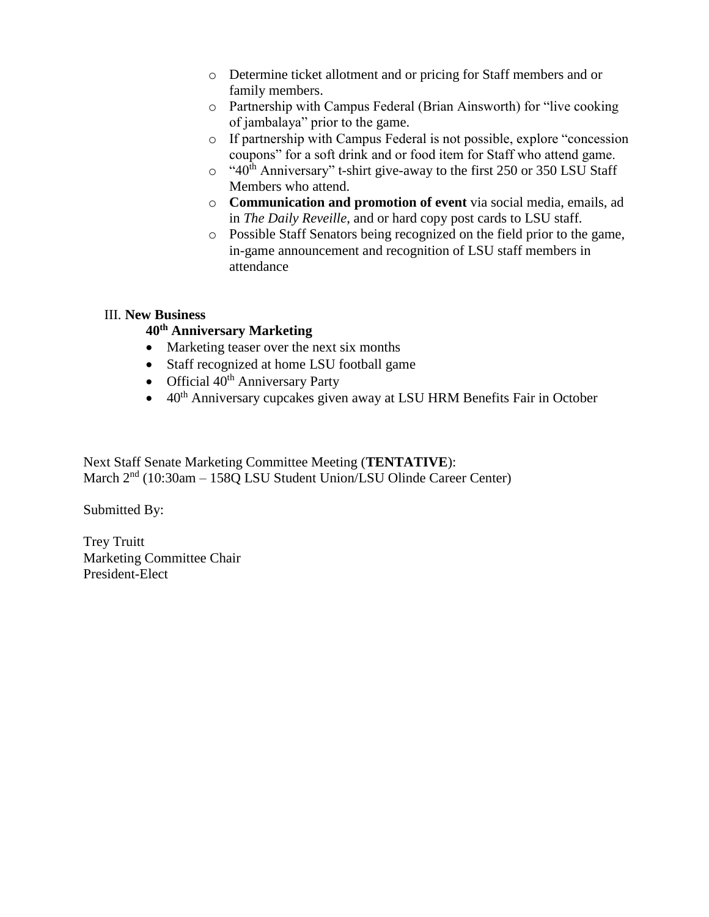- Determine ticket allotment and or pricing for Staff members and or family members.
- Partnership with Campus Federal (Brian Ainsworth) for "live cooking of jambalaya" prior to the game.
- If partnership with Campus Federal is not possible, explore "concession coupons" for a soft drink and or food item for Staff who attend game.
- "40th Anniversary" t-shirt give-away to the first 250 or 350 LSU Staff Members who attend.
- **Communication and promotion of event** via social media, emails, ad in *The Daily Reveille*, and or hard copy post cards to LSU staff.
- Possible Staff Senators being recognized on the field prior to the game, in-game announcement and recognition of LSU staff members in attendance

III. **New Business**

**40th Anniversary Marketing**

- Marketing teaser over the next six months
- Staff recognized at home LSU football game
- Official 40th Anniversary Party
- 40th Anniversary cupcakes given away at LSU HRM Benefits Fair in October

Next Staff Senate Marketing Committee Meeting (**TENTATIVE**):
March 2nd (10:30am – 158Q LSU Student Union/LSU Olinde Career Center)

Submitted By:

Trey Truitt
Marketing Committee Chair
President-Elect